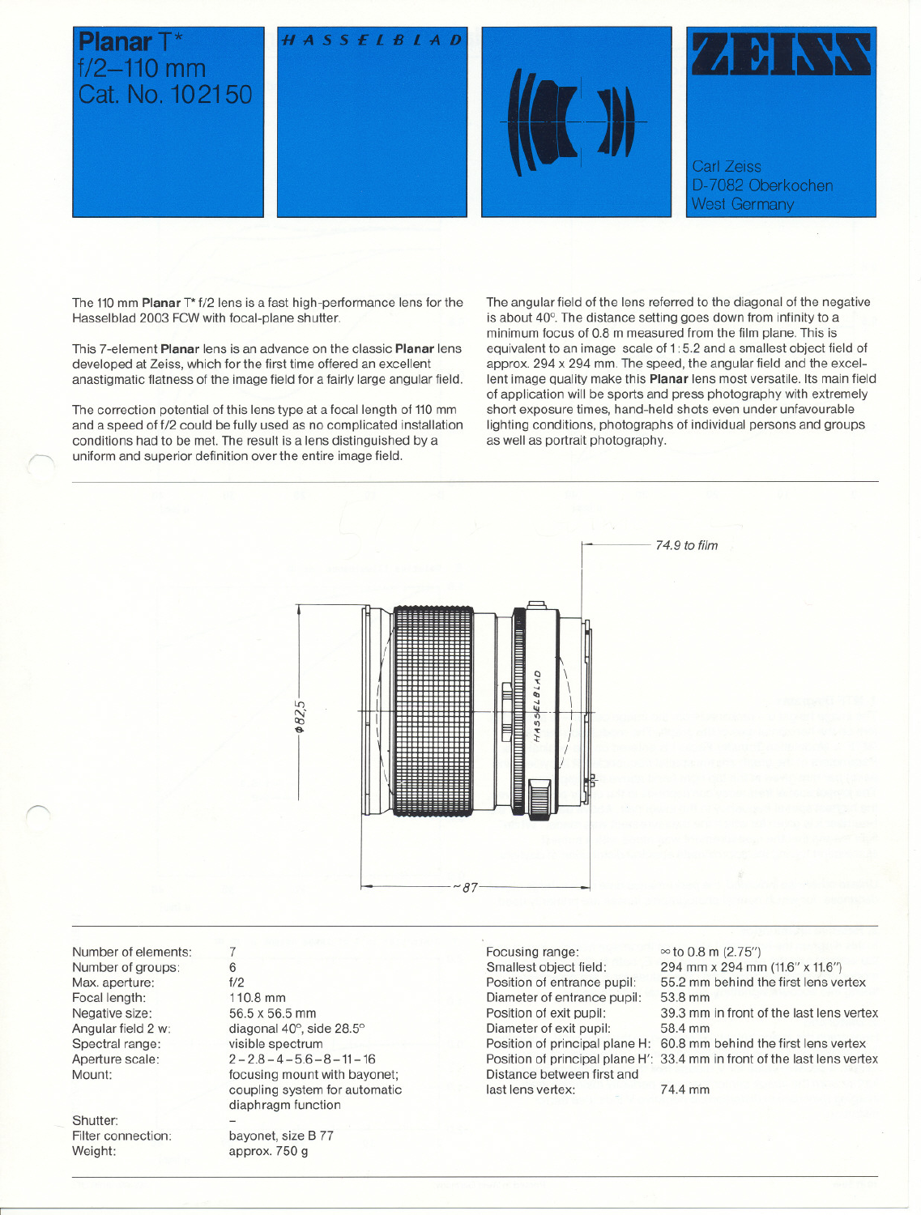# Planar T* f/2–110 mm Cat. No. 102150

HASSELBLAD

ZEISS

Carl Zeiss
D-7082 Oberkochen
West Germany

The 110 mm **Planar** T* f/2 lens is a fast high-performance lens for the Hasselblad 2003 FCW with focal-plane shutter.

This 7-element **Planar** lens is an advance on the classic **Planar** lens developed at Zeiss, which for the first time offered an excellent anastigmatic flatness of the image field for a fairly large angular field.

The correction potential of this lens type at a focal length of 110 mm and a speed of f/2 could be fully used as no complicated installation conditions had to be met. The result is a lens distinguished by a uniform and superior definition over the entire image field.

The angular field of the lens referred to the diagonal of the negative is about 40°. The distance setting goes down from infinity to a minimum focus of 0.8 m measured from the film plane. This is equivalent to an image scale of 1 : 5.2 and a smallest object field of approx. 294 x 294 mm. The speed, the angular field and the excellent image quality make this **Planar** lens most versatile. Its main field of application will be sports and press photography with extremely short exposure times, hand-held shots even under unfavourable lighting conditions, photographs of individual persons and groups as well as portrait photography.

74.9 to film

ϕ82,5

HASSELBLAD

~87

| | |
|---|---|
| Number of elements: | 7 |
| Number of groups: | 6 |
| Max. aperture: | f/2 |
| Focal length: | 110.8 mm |
| Negative size: | 56.5 x 56.5 mm |
| Angular field 2 w: | diagonal 40°, side 28.5° |
| Spectral range: | visible spectrum |
| Aperture scale: | 2 – 2.8 – 4 – 5.6 – 8 – 11 – 16 |
| Mount: | focusing mount with bayonet; coupling system for automatic diaphragm function |
| Shutter: | – |
| Filter connection: | bayonet, size B 77 |
| Weight: | approx. 750 g |

| | |
|---|---|
| Focusing range: | ∞ to 0.8 m (2.75″) |
| Smallest object field: | 294 mm x 294 mm (11.6″ x 11.6″) |
| Position of entrance pupil: | 55.2 mm behind the first lens vertex |
| Diameter of entrance pupil: | 53.8 mm |
| Position of exit pupil: | 39.3 mm in front of the last lens vertex |
| Diameter of exit pupil: | 58.4 mm |
| Position of principal plane H: | 60.8 mm behind the first lens vertex |
| Position of principal plane H′: | 33.4 mm in front of the last lens vertex |
| Distance between first and last lens vertex: | 74.4 mm |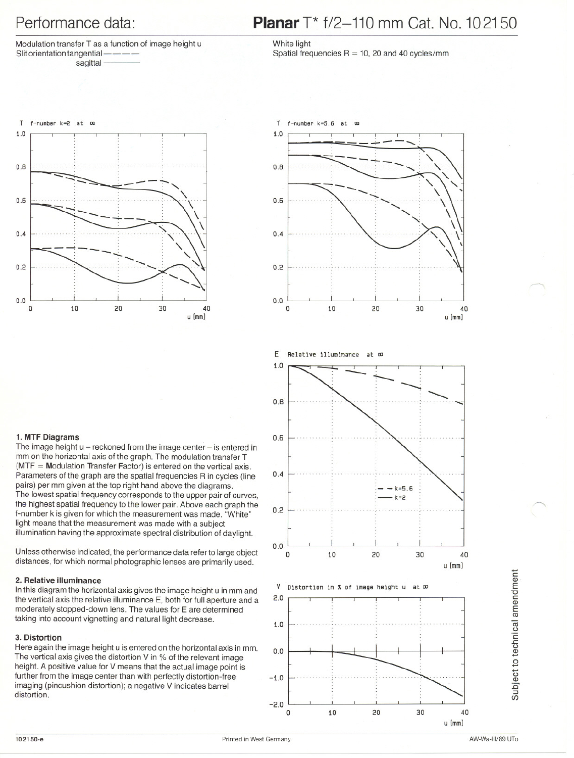# Performance data: **Planar** T* f/2–110 mm Cat. No. 10 21 50

Modulation transfer T as a function of image height u
Slit orientation tangential – – – –
sagittal ———

White light
Spatial frequencies R = 10, 20 and 40 cycles/mm

T f-number k=2 at ∞
1.0
0.8
0.6
0.4
0.2
0.0
0 10 20 30 40
u [mm]

T f-number k=5.6 at ∞
1.0
0.8
0.6
0.4
0.2
0.0
0 10 20 30 40
u [mm]

E Relative illuminance at ∞
1.0
0.8
0.6
0.4
0.2
0.0
0 10 20 30 40
u [mm]
– – k=5.6
—— k=2

V Distortion in % of image height u at ∞
2.0
1.0
0.0
-1.0
-2.0
0 10 20 30 40
u [mm]

**1. MTF Diagrams**
The image height u – reckoned from the image center – is entered in mm on the horizontal axis of the graph. The modulation transfer T (MTF = Modulation Transfer Factor) is entered on the vertical axis. Parameters of the graph are the spatial frequencies R in cycles (line pairs) per mm given at the top right hand above the diagrams.
The lowest spatial frequency corresponds to the upper pair of curves, the highest spatial frequency to the lower pair. Above each graph the f-number k is given for which the measurement was made. "White" light means that the measurement was made with a subject illumination having the approximate spectral distribution of daylight.

Unless otherwise indicated, the performance data refer to large object distances, for which normal photographic lenses are primarily used.

**2. Relative illuminance**
In this diagram the horizontal axis gives the image height u in mm and the vertical axis the relative illuminance E, both for full aperture and a moderately stopped-down lens. The values for E are determined taking into account vignetting and natural light decrease.

**3. Distortion**
Here again the image height u is entered on the horizontal axis in mm. The vertical axis gives the distortion V in % of the relevant image height. A positive value for V means that the actual image point is further from the image center than with perfectly distortion-free imaging (pincushion distortion); a negative V indicates barrel distortion.

Subject to technical amendment

10 21 50-e Printed in West Germany AW-Wa-III/89 UTo